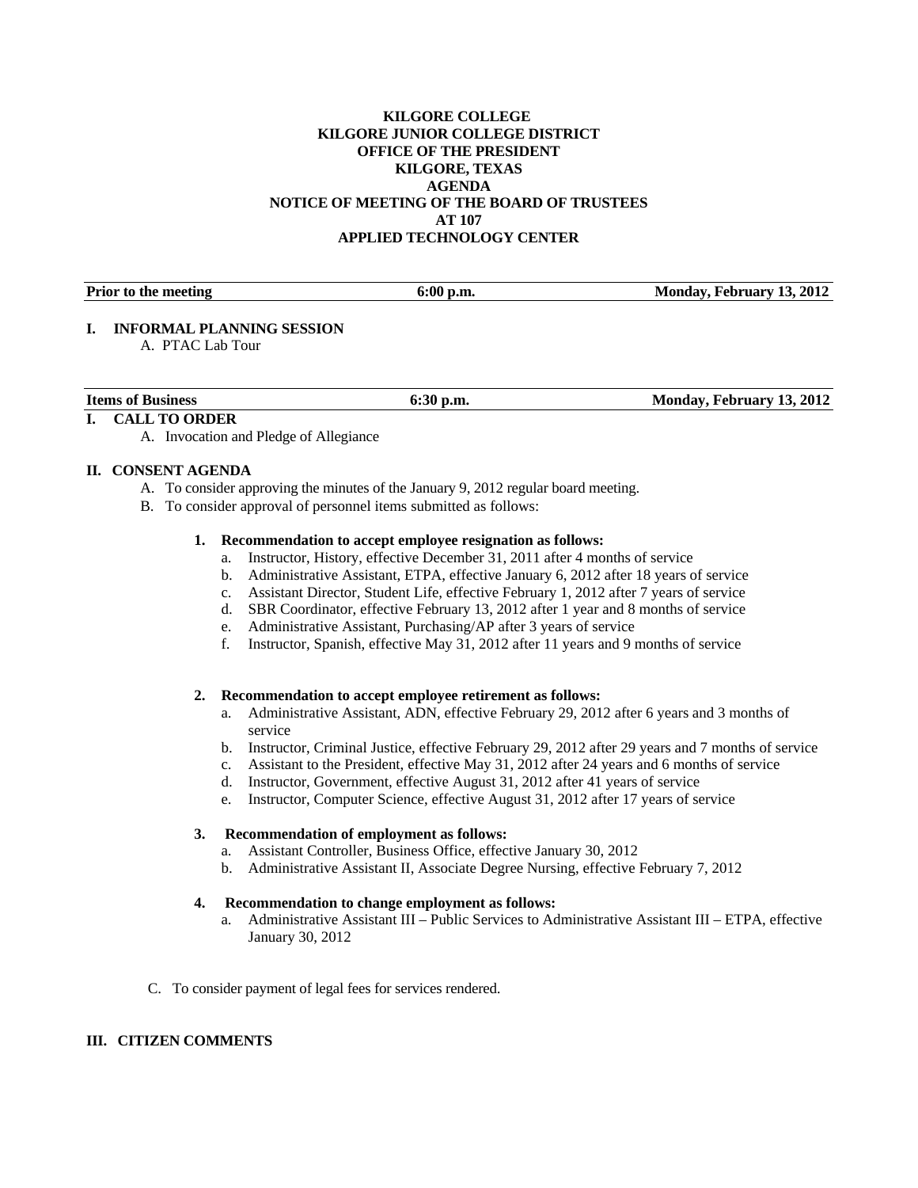**KILGORE COLLEGE**
**KILGORE JUNIOR COLLEGE DISTRICT**
**OFFICE OF THE PRESIDENT**
**KILGORE, TEXAS**
**AGENDA**
**NOTICE OF MEETING OF THE BOARD OF TRUSTEES**
**AT 107**
**APPLIED TECHNOLOGY CENTER**

| **Prior to the meeting** | **6:00 p.m.** | **Monday, February 13, 2012** |
|---|---|---|

**I. INFORMAL PLANNING SESSION**

A. PTAC Lab Tour

| **Items of Business** | **6:30 p.m.** | **Monday, February 13, 2012** |
|---|---|---|

**I. CALL TO ORDER**

A. Invocation and Pledge of Allegiance

**II. CONSENT AGENDA**

A. To consider approving the minutes of the January 9, 2012 regular board meeting.

B. To consider approval of personnel items submitted as follows:

**1. Recommendation to accept employee resignation as follows:**

a. Instructor, History, effective December 31, 2011 after 4 months of service
b. Administrative Assistant, ETPA, effective January 6, 2012 after 18 years of service
c. Assistant Director, Student Life, effective February 1, 2012 after 7 years of service
d. SBR Coordinator, effective February 13, 2012 after 1 year and 8 months of service
e. Administrative Assistant, Purchasing/AP after 3 years of service
f. Instructor, Spanish, effective May 31, 2012 after 11 years and 9 months of service

**2. Recommendation to accept employee retirement as follows:**

a. Administrative Assistant, ADN, effective February 29, 2012 after 6 years and 3 months of service
b. Instructor, Criminal Justice, effective February 29, 2012 after 29 years and 7 months of service
c. Assistant to the President, effective May 31, 2012 after 24 years and 6 months of service
d. Instructor, Government, effective August 31, 2012 after 41 years of service
e. Instructor, Computer Science, effective August 31, 2012 after 17 years of service

**3. Recommendation of employment as follows:**

a. Assistant Controller, Business Office, effective January 30, 2012
b. Administrative Assistant II, Associate Degree Nursing, effective February 7, 2012

**4. Recommendation to change employment as follows:**

a. Administrative Assistant III – Public Services to Administrative Assistant III – ETPA, effective January 30, 2012

C. To consider payment of legal fees for services rendered.

**III. CITIZEN COMMENTS**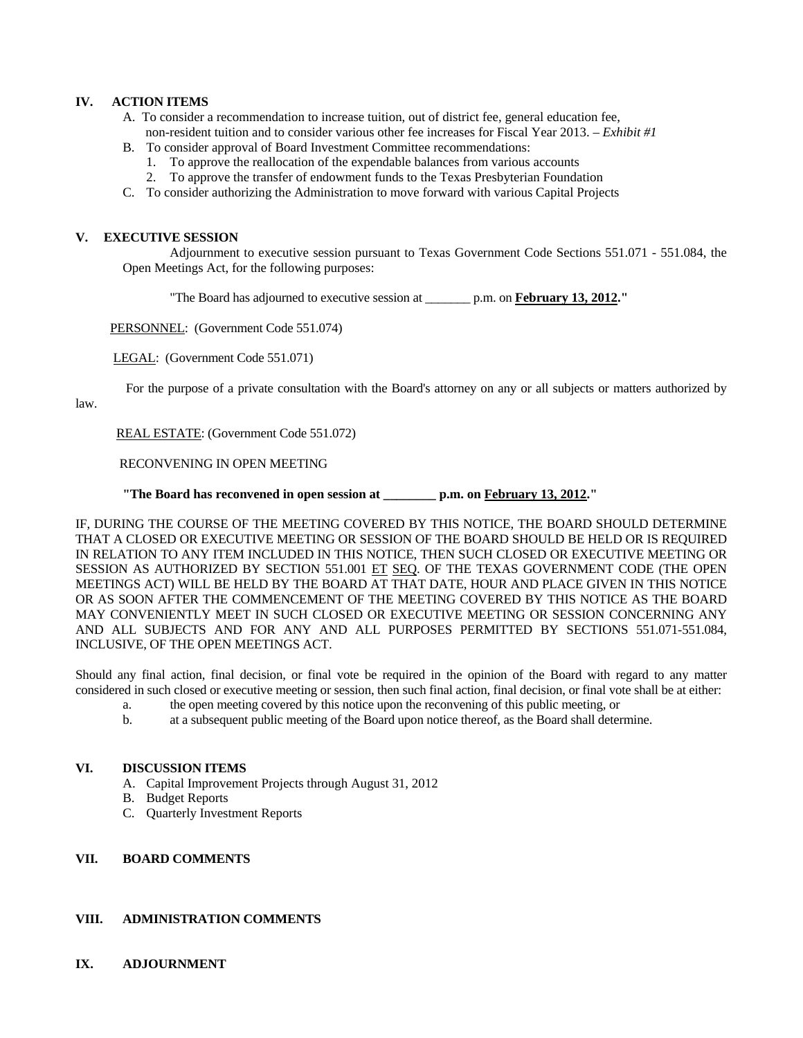## IV. ACTION ITEMS

A. To consider a recommendation to increase tuition, out of district fee, general education fee, non-resident tuition and to consider various other fee increases for Fiscal Year 2013. – *Exhibit #1*

B. To consider approval of Board Investment Committee recommendations:
   1. To approve the reallocation of the expendable balances from various accounts
   2. To approve the transfer of endowment funds to the Texas Presbyterian Foundation

C. To consider authorizing the Administration to move forward with various Capital Projects

## V. EXECUTIVE SESSION

Adjournment to executive session pursuant to Texas Government Code Sections 551.071 - 551.084, the Open Meetings Act, for the following purposes:

"The Board has adjourned to executive session at _______ p.m. on **February 13, 2012."**

PERSONNEL: (Government Code 551.074)

LEGAL: (Government Code 551.071)

For the purpose of a private consultation with the Board's attorney on any or all subjects or matters authorized by law.

REAL ESTATE: (Government Code 551.072)

RECONVENING IN OPEN MEETING

**"The Board has reconvened in open session at ________ p.m. on February 13, 2012."**

IF, DURING THE COURSE OF THE MEETING COVERED BY THIS NOTICE, THE BOARD SHOULD DETERMINE THAT A CLOSED OR EXECUTIVE MEETING OR SESSION OF THE BOARD SHOULD BE HELD OR IS REQUIRED IN RELATION TO ANY ITEM INCLUDED IN THIS NOTICE, THEN SUCH CLOSED OR EXECUTIVE MEETING OR SESSION AS AUTHORIZED BY SECTION 551.001 ET SEQ. OF THE TEXAS GOVERNMENT CODE (THE OPEN MEETINGS ACT) WILL BE HELD BY THE BOARD AT THAT DATE, HOUR AND PLACE GIVEN IN THIS NOTICE OR AS SOON AFTER THE COMMENCEMENT OF THE MEETING COVERED BY THIS NOTICE AS THE BOARD MAY CONVENIENTLY MEET IN SUCH CLOSED OR EXECUTIVE MEETING OR SESSION CONCERNING ANY AND ALL SUBJECTS AND FOR ANY AND ALL PURPOSES PERMITTED BY SECTIONS 551.071-551.084, INCLUSIVE, OF THE OPEN MEETINGS ACT.

Should any final action, final decision, or final vote be required in the opinion of the Board with regard to any matter considered in such closed or executive meeting or session, then such final action, final decision, or final vote shall be at either:

a. the open meeting covered by this notice upon the reconvening of this public meeting, or
b. at a subsequent public meeting of the Board upon notice thereof, as the Board shall determine.

## VI. DISCUSSION ITEMS

A. Capital Improvement Projects through August 31, 2012
B. Budget Reports
C. Quarterly Investment Reports

## VII. BOARD COMMENTS

## VIII. ADMINISTRATION COMMENTS

## IX. ADJOURNMENT